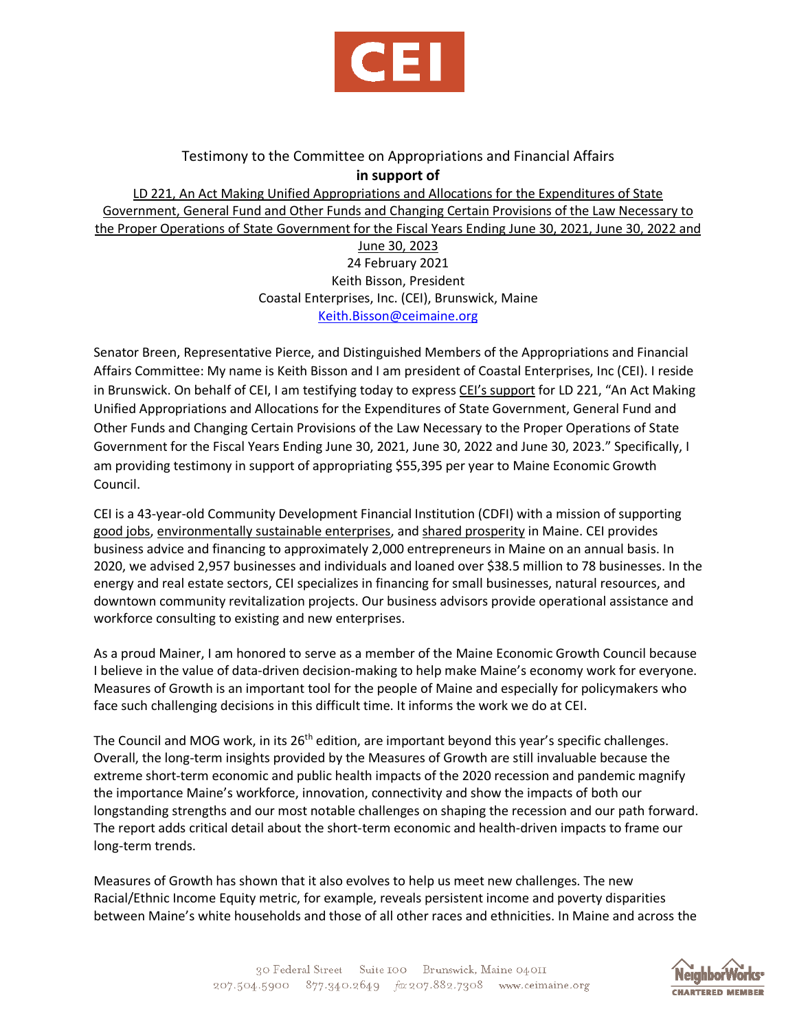CEI

Testimony to the Committee on Appropriations and Financial Affairs

**in support of**

LD 221, An Act Making Unified Appropriations and Allocations for the Expenditures of State Government, General Fund and Other Funds and Changing Certain Provisions of the Law Necessary to the Proper Operations of State Government for the Fiscal Years Ending June 30, 2021, June 30, 2022 and June 30, 2023

24 February 2021

Keith Bisson, President

Coastal Enterprises, Inc. (CEI), Brunswick, Maine

Keith.Bisson@ceimaine.org

Senator Breen, Representative Pierce, and Distinguished Members of the Appropriations and Financial Affairs Committee: My name is Keith Bisson and I am president of Coastal Enterprises, Inc (CEI). I reside in Brunswick. On behalf of CEI, I am testifying today to express CEI's support for LD 221, "An Act Making Unified Appropriations and Allocations for the Expenditures of State Government, General Fund and Other Funds and Changing Certain Provisions of the Law Necessary to the Proper Operations of State Government for the Fiscal Years Ending June 30, 2021, June 30, 2022 and June 30, 2023." Specifically, I am providing testimony in support of appropriating $55,395 per year to Maine Economic Growth Council.

CEI is a 43-year-old Community Development Financial Institution (CDFI) with a mission of supporting good jobs, environmentally sustainable enterprises, and shared prosperity in Maine. CEI provides business advice and financing to approximately 2,000 entrepreneurs in Maine on an annual basis. In 2020, we advised 2,957 businesses and individuals and loaned over $38.5 million to 78 businesses. In the energy and real estate sectors, CEI specializes in financing for small businesses, natural resources, and downtown community revitalization projects. Our business advisors provide operational assistance and workforce consulting to existing and new enterprises.

As a proud Mainer, I am honored to serve as a member of the Maine Economic Growth Council because I believe in the value of data-driven decision-making to help make Maine's economy work for everyone. Measures of Growth is an important tool for the people of Maine and especially for policymakers who face such challenging decisions in this difficult time. It informs the work we do at CEI.

The Council and MOG work, in its 26th edition, are important beyond this year's specific challenges. Overall, the long-term insights provided by the Measures of Growth are still invaluable because the extreme short-term economic and public health impacts of the 2020 recession and pandemic magnify the importance Maine's workforce, innovation, connectivity and show the impacts of both our longstanding strengths and our most notable challenges on shaping the recession and our path forward. The report adds critical detail about the short-term economic and health-driven impacts to frame our long-term trends.

Measures of Growth has shown that it also evolves to help us meet new challenges. The new Racial/Ethnic Income Equity metric, for example, reveals persistent income and poverty disparities between Maine's white households and those of all other races and ethnicities. In Maine and across the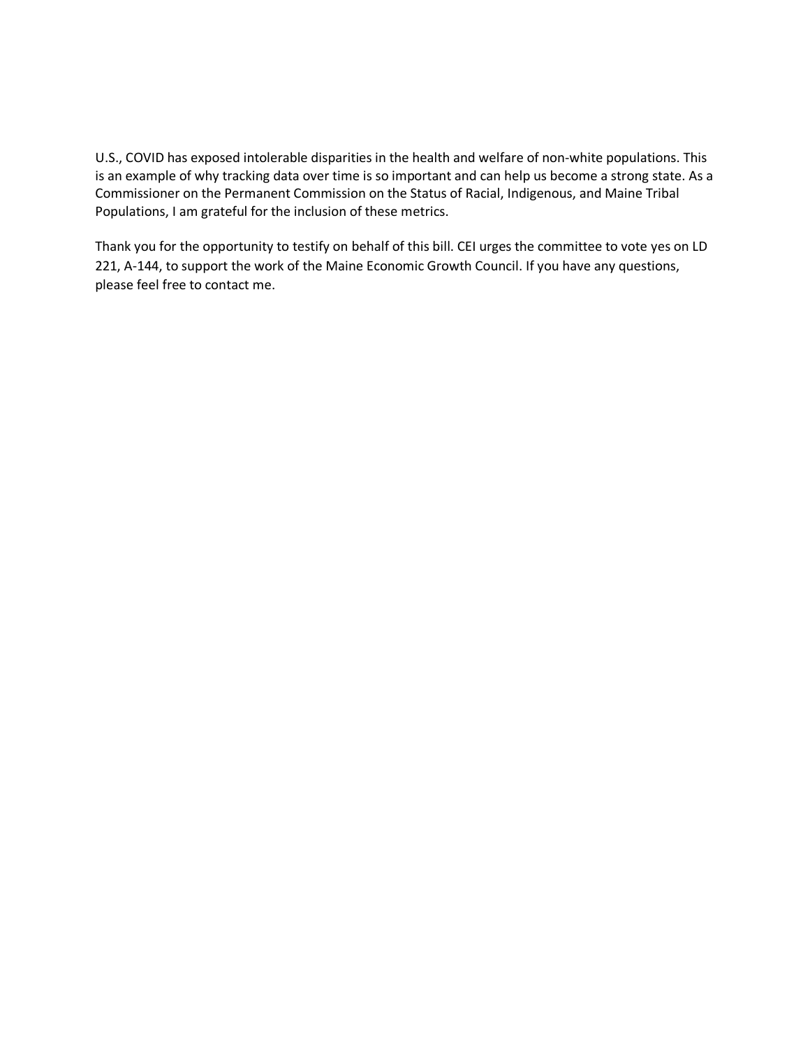U.S., COVID has exposed intolerable disparities in the health and welfare of non-white populations. This is an example of why tracking data over time is so important and can help us become a strong state. As a Commissioner on the Permanent Commission on the Status of Racial, Indigenous, and Maine Tribal Populations, I am grateful for the inclusion of these metrics.

Thank you for the opportunity to testify on behalf of this bill. CEI urges the committee to vote yes on LD 221, A-144, to support the work of the Maine Economic Growth Council. If you have any questions, please feel free to contact me.